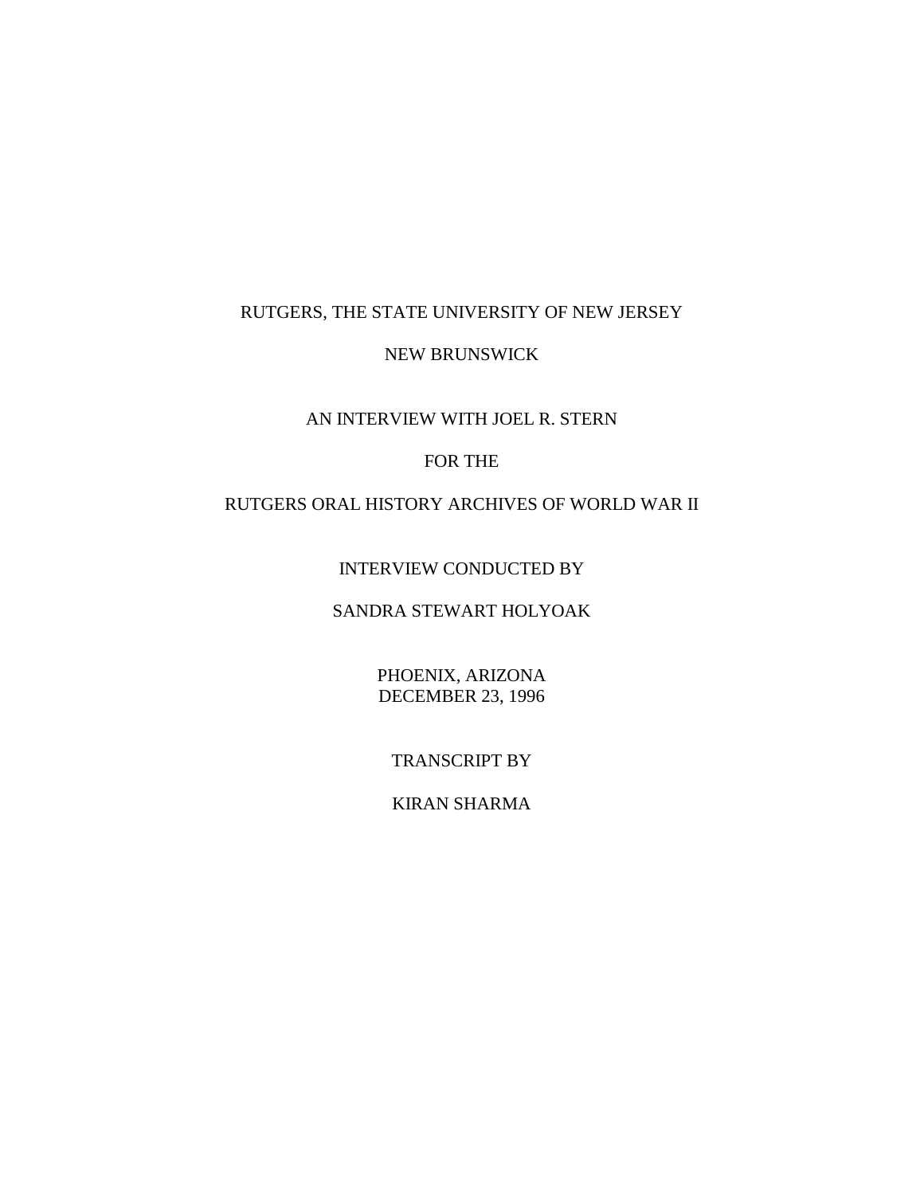RUTGERS, THE STATE UNIVERSITY OF NEW JERSEY

NEW BRUNSWICK

AN INTERVIEW WITH JOEL R. STERN

FOR THE

RUTGERS ORAL HISTORY ARCHIVES OF WORLD WAR II

INTERVIEW CONDUCTED BY

SANDRA STEWART HOLYOAK

PHOENIX, ARIZONA
DECEMBER 23, 1996

TRANSCRIPT BY

KIRAN SHARMA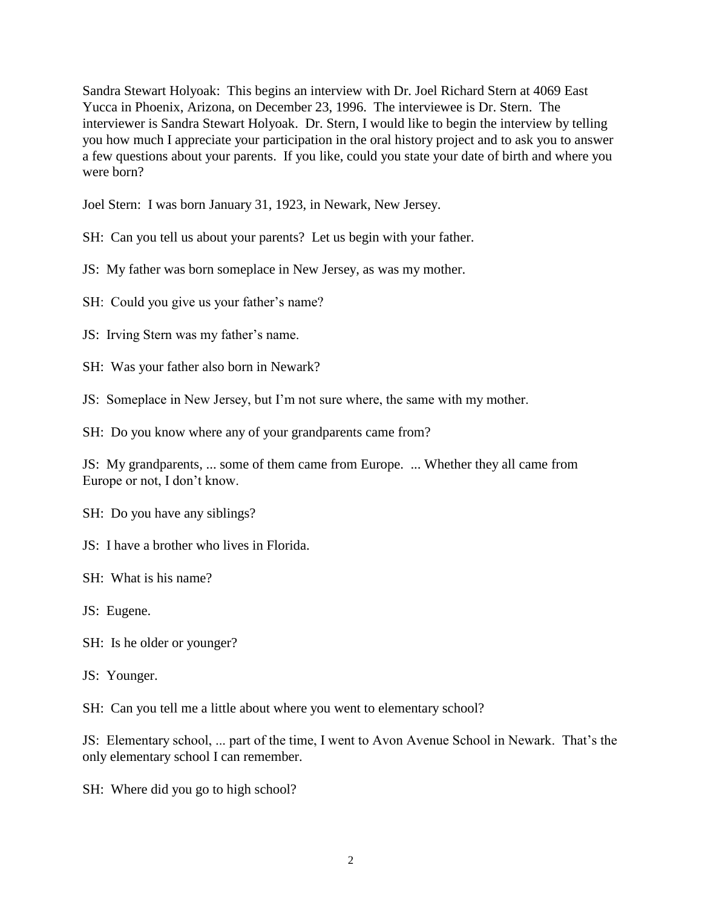Sandra Stewart Holyoak: This begins an interview with Dr. Joel Richard Stern at 4069 East Yucca in Phoenix, Arizona, on December 23, 1996. The interviewee is Dr. Stern. The interviewer is Sandra Stewart Holyoak. Dr. Stern, I would like to begin the interview by telling you how much I appreciate your participation in the oral history project and to ask you to answer a few questions about your parents. If you like, could you state your date of birth and where you were born?

Joel Stern: I was born January 31, 1923, in Newark, New Jersey.

SH: Can you tell us about your parents? Let us begin with your father.

JS: My father was born someplace in New Jersey, as was my mother.

SH: Could you give us your father's name?

JS: Irving Stern was my father's name.

SH: Was your father also born in Newark?

JS: Someplace in New Jersey, but I'm not sure where, the same with my mother.

SH: Do you know where any of your grandparents came from?

JS: My grandparents, ... some of them came from Europe. ... Whether they all came from Europe or not, I don't know.

SH: Do you have any siblings?

JS: I have a brother who lives in Florida.

SH: What is his name?

JS: Eugene.

SH: Is he older or younger?

JS: Younger.

SH: Can you tell me a little about where you went to elementary school?

JS: Elementary school, ... part of the time, I went to Avon Avenue School in Newark. That's the only elementary school I can remember.

SH: Where did you go to high school?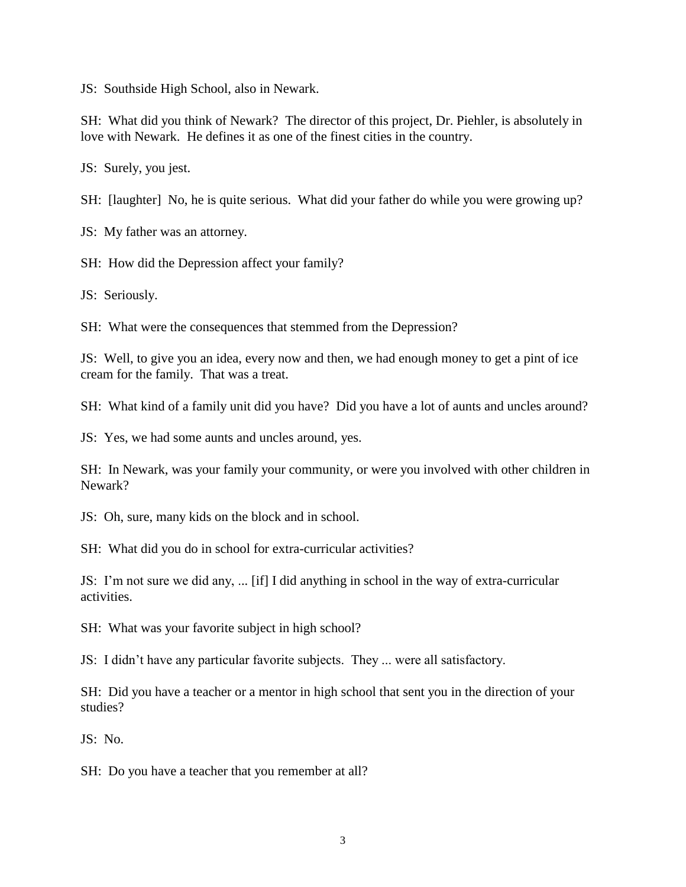JS: Southside High School, also in Newark.

SH: What did you think of Newark? The director of this project, Dr. Piehler, is absolutely in love with Newark. He defines it as one of the finest cities in the country.

JS: Surely, you jest.

SH: [laughter] No, he is quite serious. What did your father do while you were growing up?

JS: My father was an attorney.

SH: How did the Depression affect your family?

JS: Seriously.

SH: What were the consequences that stemmed from the Depression?

JS: Well, to give you an idea, every now and then, we had enough money to get a pint of ice cream for the family. That was a treat.

SH: What kind of a family unit did you have? Did you have a lot of aunts and uncles around?

JS: Yes, we had some aunts and uncles around, yes.

SH: In Newark, was your family your community, or were you involved with other children in Newark?

JS: Oh, sure, many kids on the block and in school.

SH: What did you do in school for extra-curricular activities?

JS: I'm not sure we did any, ... [if] I did anything in school in the way of extra-curricular activities.

SH: What was your favorite subject in high school?

JS: I didn't have any particular favorite subjects. They ... were all satisfactory.

SH: Did you have a teacher or a mentor in high school that sent you in the direction of your studies?

JS: No.

SH: Do you have a teacher that you remember at all?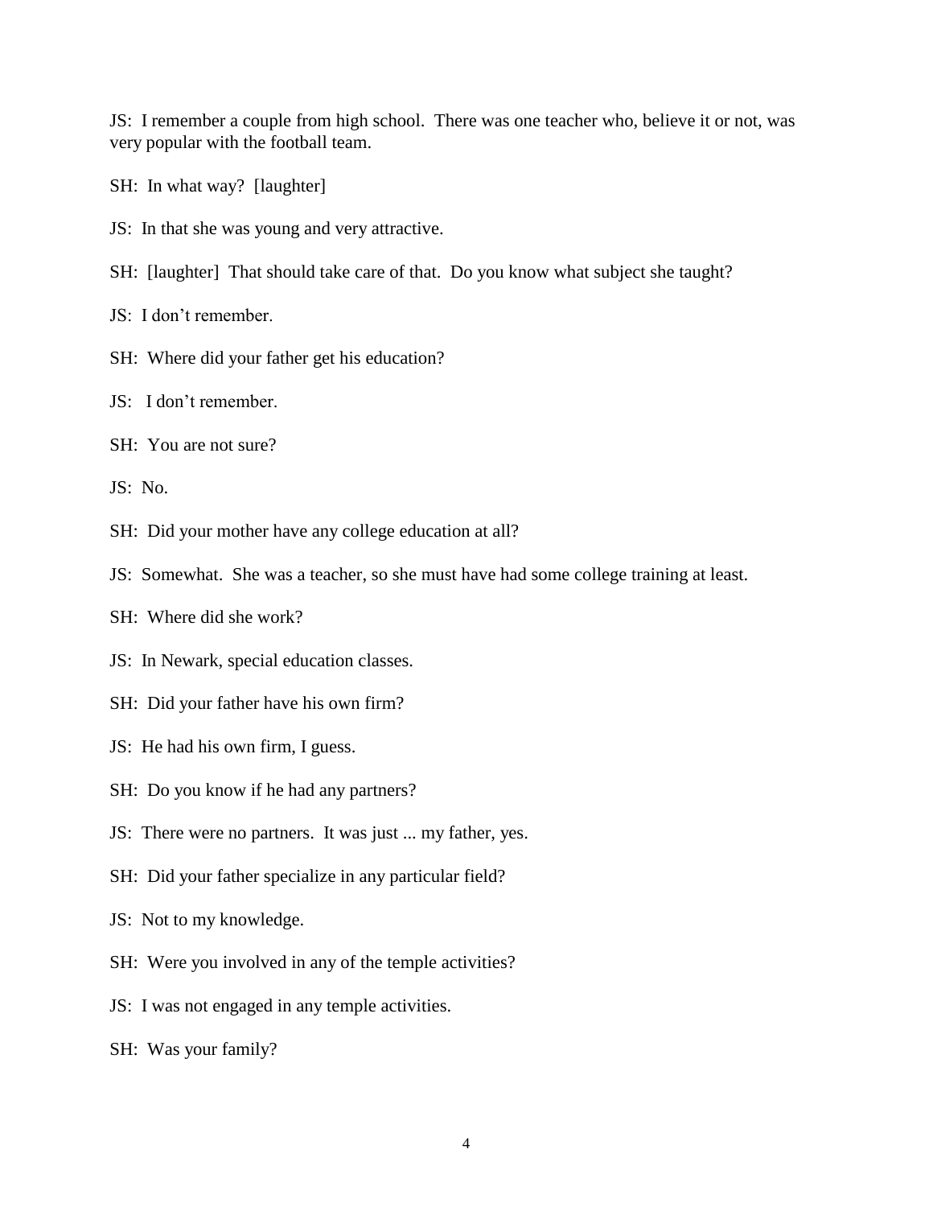JS: I remember a couple from high school. There was one teacher who, believe it or not, was very popular with the football team.

SH: In what way? [laughter]

JS: In that she was young and very attractive.

SH: [laughter] That should take care of that. Do you know what subject she taught?

JS: I don't remember.

SH: Where did your father get his education?

JS: I don't remember.

SH: You are not sure?

JS: No.

SH: Did your mother have any college education at all?

JS: Somewhat. She was a teacher, so she must have had some college training at least.

SH: Where did she work?

JS: In Newark, special education classes.

SH: Did your father have his own firm?

JS: He had his own firm, I guess.

SH: Do you know if he had any partners?

JS: There were no partners. It was just ... my father, yes.

SH: Did your father specialize in any particular field?

JS: Not to my knowledge.

SH: Were you involved in any of the temple activities?

JS: I was not engaged in any temple activities.

SH: Was your family?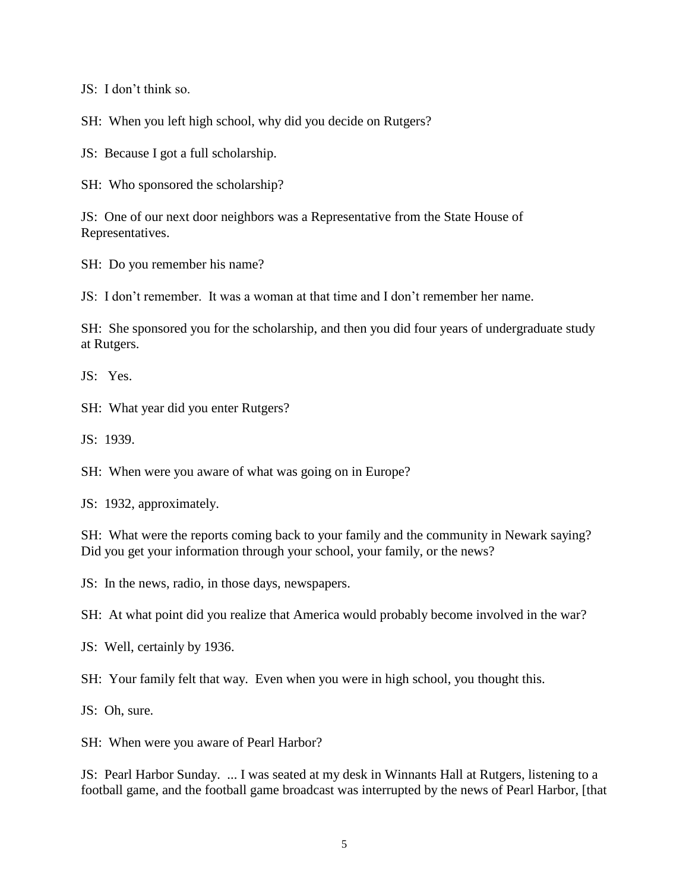JS: I don't think so.

SH: When you left high school, why did you decide on Rutgers?

JS: Because I got a full scholarship.

SH: Who sponsored the scholarship?

JS: One of our next door neighbors was a Representative from the State House of Representatives.

SH: Do you remember his name?

JS: I don't remember. It was a woman at that time and I don't remember her name.

SH: She sponsored you for the scholarship, and then you did four years of undergraduate study at Rutgers.

JS: Yes.

SH: What year did you enter Rutgers?

JS: 1939.

SH: When were you aware of what was going on in Europe?

JS: 1932, approximately.

SH: What were the reports coming back to your family and the community in Newark saying? Did you get your information through your school, your family, or the news?

JS: In the news, radio, in those days, newspapers.

SH: At what point did you realize that America would probably become involved in the war?

JS: Well, certainly by 1936.

SH: Your family felt that way. Even when you were in high school, you thought this.

JS: Oh, sure.

SH: When were you aware of Pearl Harbor?

JS: Pearl Harbor Sunday. ... I was seated at my desk in Winnants Hall at Rutgers, listening to a football game, and the football game broadcast was interrupted by the news of Pearl Harbor, [that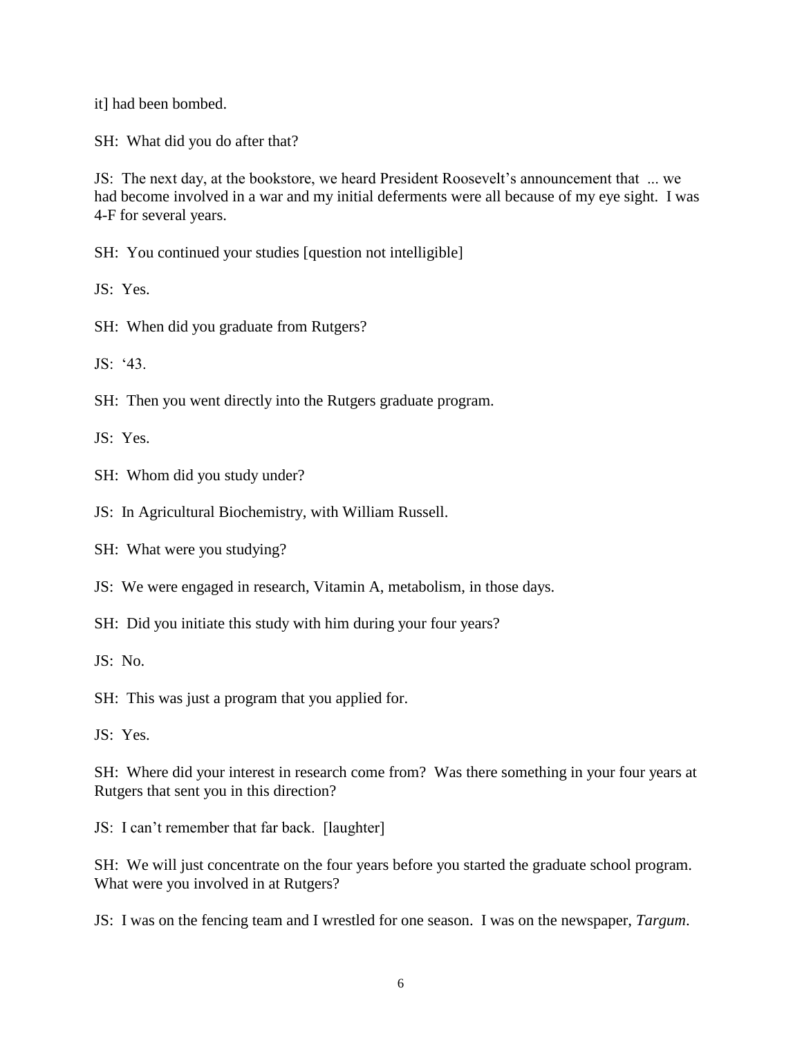it] had been bombed.

SH: What did you do after that?

JS: The next day, at the bookstore, we heard President Roosevelt's announcement that ... we had become involved in a war and my initial deferments were all because of my eye sight. I was 4-F for several years.

SH: You continued your studies [question not intelligible]

JS: Yes.

SH: When did you graduate from Rutgers?

JS: '43.

SH: Then you went directly into the Rutgers graduate program.

JS: Yes.

SH: Whom did you study under?

JS: In Agricultural Biochemistry, with William Russell.

SH: What were you studying?

JS: We were engaged in research, Vitamin A, metabolism, in those days.

SH: Did you initiate this study with him during your four years?

JS: No.

SH: This was just a program that you applied for.

JS: Yes.

SH: Where did your interest in research come from? Was there something in your four years at Rutgers that sent you in this direction?

JS: I can't remember that far back. [laughter]

SH: We will just concentrate on the four years before you started the graduate school program. What were you involved in at Rutgers?

JS: I was on the fencing team and I wrestled for one season. I was on the newspaper, *Targum*.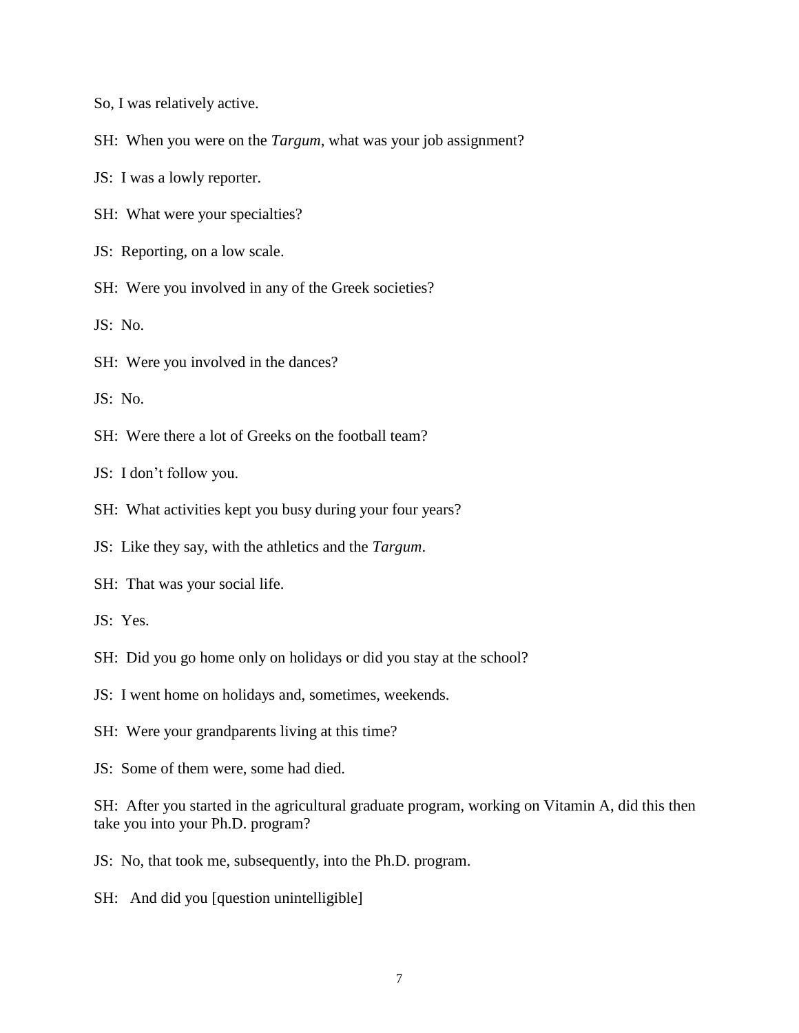So, I was relatively active.

SH: When you were on the *Targum*, what was your job assignment?

JS: I was a lowly reporter.

SH: What were your specialties?

JS: Reporting, on a low scale.

SH: Were you involved in any of the Greek societies?

JS: No.

SH: Were you involved in the dances?

JS: No.

SH: Were there a lot of Greeks on the football team?

JS: I don't follow you.

SH: What activities kept you busy during your four years?

JS: Like they say, with the athletics and the *Targum*.

SH: That was your social life.

JS: Yes.

SH: Did you go home only on holidays or did you stay at the school?

JS: I went home on holidays and, sometimes, weekends.

SH: Were your grandparents living at this time?

JS: Some of them were, some had died.

SH: After you started in the agricultural graduate program, working on Vitamin A, did this then take you into your Ph.D. program?

JS: No, that took me, subsequently, into the Ph.D. program.

SH: And did you [question unintelligible]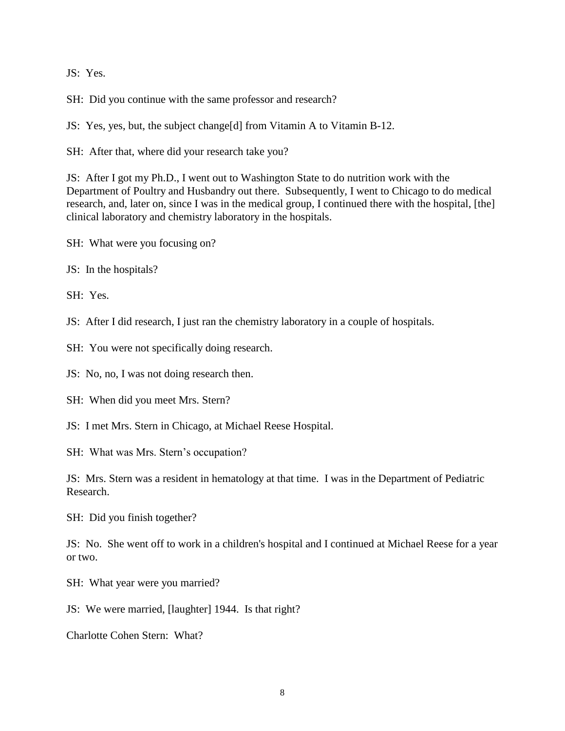JS: Yes.

SH: Did you continue with the same professor and research?

JS: Yes, yes, but, the subject change[d] from Vitamin A to Vitamin B-12.

SH: After that, where did your research take you?

JS: After I got my Ph.D., I went out to Washington State to do nutrition work with the Department of Poultry and Husbandry out there. Subsequently, I went to Chicago to do medical research, and, later on, since I was in the medical group, I continued there with the hospital, [the] clinical laboratory and chemistry laboratory in the hospitals.

SH: What were you focusing on?

JS: In the hospitals?

SH: Yes.

JS: After I did research, I just ran the chemistry laboratory in a couple of hospitals.

SH: You were not specifically doing research.

JS: No, no, I was not doing research then.

SH: When did you meet Mrs. Stern?

JS: I met Mrs. Stern in Chicago, at Michael Reese Hospital.

SH: What was Mrs. Stern's occupation?

JS: Mrs. Stern was a resident in hematology at that time. I was in the Department of Pediatric Research.

SH: Did you finish together?

JS: No. She went off to work in a children's hospital and I continued at Michael Reese for a year or two.

SH: What year were you married?

JS: We were married, [laughter] 1944. Is that right?

Charlotte Cohen Stern: What?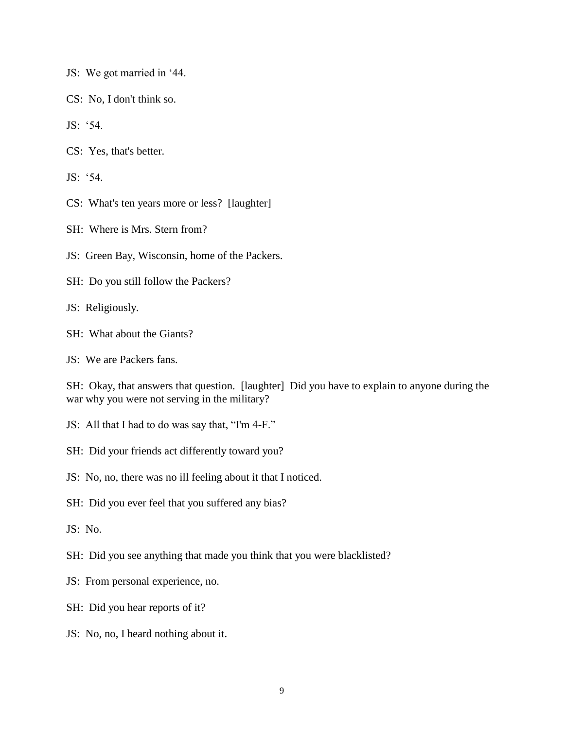JS: We got married in '44.

CS: No, I don't think so.

JS: '54.

CS: Yes, that's better.

JS: '54.

CS: What's ten years more or less? [laughter]

SH: Where is Mrs. Stern from?

JS: Green Bay, Wisconsin, home of the Packers.

SH: Do you still follow the Packers?

JS: Religiously.

SH: What about the Giants?

JS: We are Packers fans.

SH: Okay, that answers that question. [laughter] Did you have to explain to anyone during the war why you were not serving in the military?

JS: All that I had to do was say that, "I'm 4-F."

SH: Did your friends act differently toward you?

JS: No, no, there was no ill feeling about it that I noticed.

SH: Did you ever feel that you suffered any bias?

JS: No.

SH: Did you see anything that made you think that you were blacklisted?

JS: From personal experience, no.

SH: Did you hear reports of it?

JS: No, no, I heard nothing about it.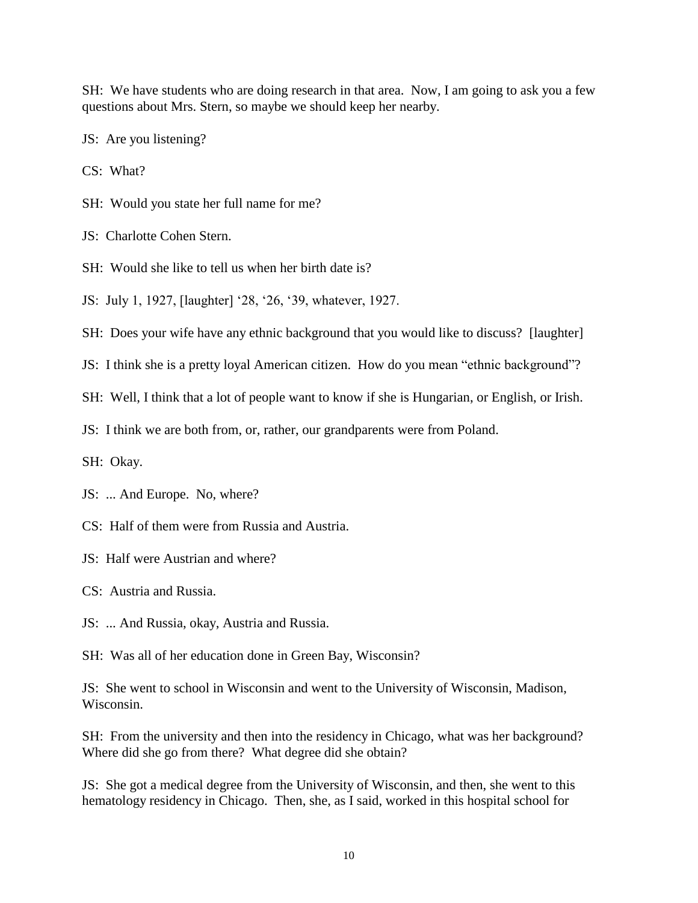SH: We have students who are doing research in that area. Now, I am going to ask you a few questions about Mrs. Stern, so maybe we should keep her nearby.

JS: Are you listening?

CS: What?

SH: Would you state her full name for me?

JS: Charlotte Cohen Stern.

SH: Would she like to tell us when her birth date is?

JS: July 1, 1927, [laughter] '28, '26, '39, whatever, 1927.

SH: Does your wife have any ethnic background that you would like to discuss? [laughter]

JS: I think she is a pretty loyal American citizen. How do you mean "ethnic background"?

SH: Well, I think that a lot of people want to know if she is Hungarian, or English, or Irish.

JS: I think we are both from, or, rather, our grandparents were from Poland.

SH: Okay.

JS: ... And Europe. No, where?

CS: Half of them were from Russia and Austria.

JS: Half were Austrian and where?

CS: Austria and Russia.

JS: ... And Russia, okay, Austria and Russia.

SH: Was all of her education done in Green Bay, Wisconsin?

JS: She went to school in Wisconsin and went to the University of Wisconsin, Madison, Wisconsin.

SH: From the university and then into the residency in Chicago, what was her background? Where did she go from there? What degree did she obtain?

JS: She got a medical degree from the University of Wisconsin, and then, she went to this hematology residency in Chicago. Then, she, as I said, worked in this hospital school for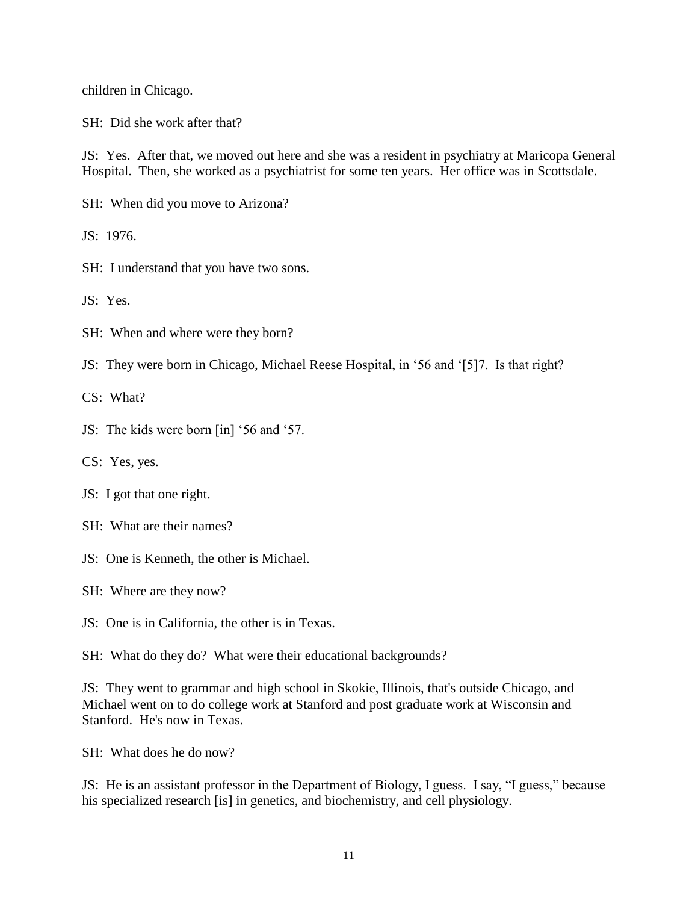children in Chicago.

SH: Did she work after that?

JS: Yes. After that, we moved out here and she was a resident in psychiatry at Maricopa General Hospital. Then, she worked as a psychiatrist for some ten years. Her office was in Scottsdale.

SH: When did you move to Arizona?

JS: 1976.

SH: I understand that you have two sons.

JS: Yes.

SH: When and where were they born?

JS: They were born in Chicago, Michael Reese Hospital, in '56 and '[5]7. Is that right?

CS: What?

JS: The kids were born [in] '56 and '57.

CS: Yes, yes.

JS: I got that one right.

SH: What are their names?

JS: One is Kenneth, the other is Michael.

SH: Where are they now?

JS: One is in California, the other is in Texas.

SH: What do they do? What were their educational backgrounds?

JS: They went to grammar and high school in Skokie, Illinois, that's outside Chicago, and Michael went on to do college work at Stanford and post graduate work at Wisconsin and Stanford. He's now in Texas.

SH: What does he do now?

JS: He is an assistant professor in the Department of Biology, I guess. I say, "I guess," because his specialized research [is] in genetics, and biochemistry, and cell physiology.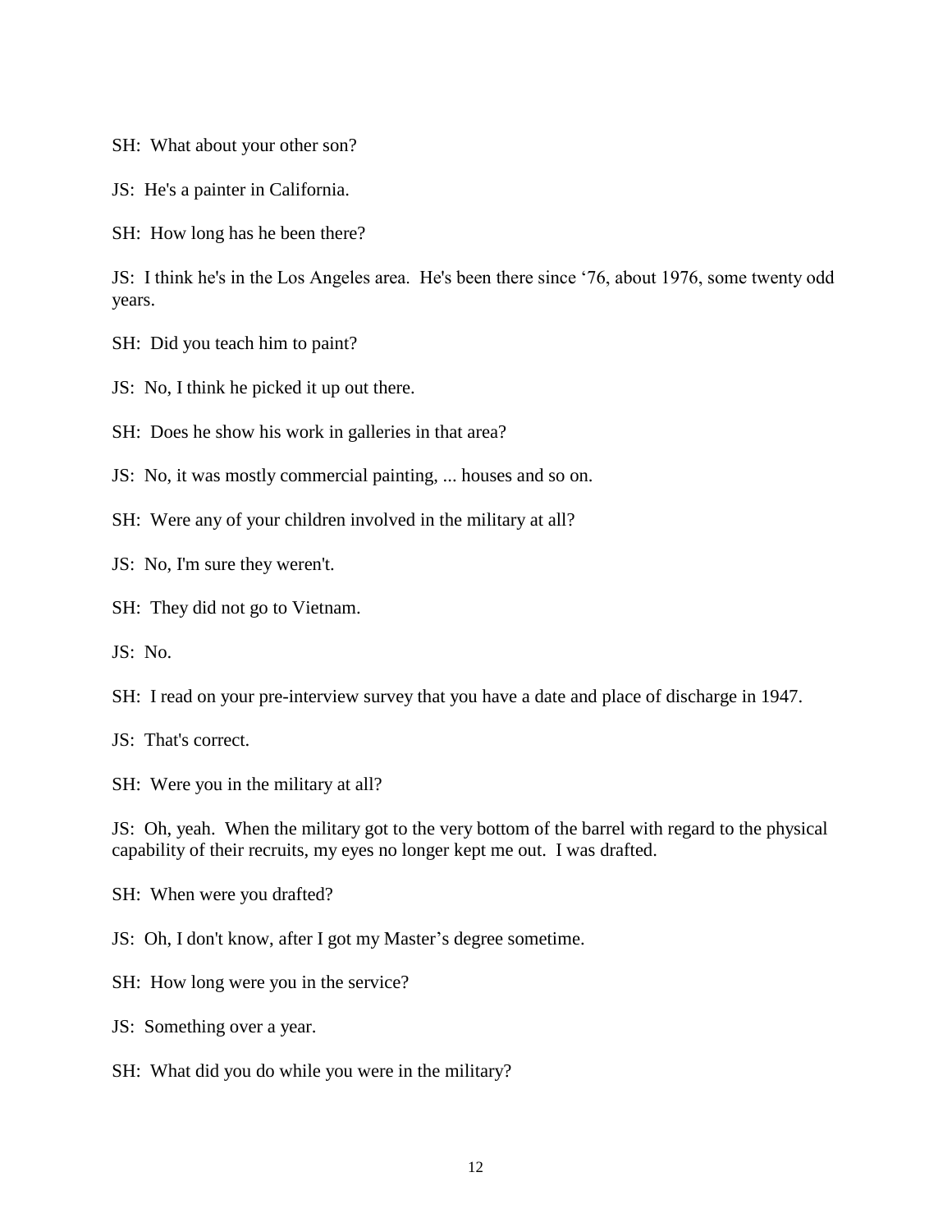SH: What about your other son?

JS: He's a painter in California.

SH: How long has he been there?

JS: I think he's in the Los Angeles area. He's been there since '76, about 1976, some twenty odd years.

SH: Did you teach him to paint?

JS: No, I think he picked it up out there.

SH: Does he show his work in galleries in that area?

JS: No, it was mostly commercial painting, ... houses and so on.

SH: Were any of your children involved in the military at all?

JS: No, I'm sure they weren't.

SH: They did not go to Vietnam.

JS: No.

SH: I read on your pre-interview survey that you have a date and place of discharge in 1947.

JS: That's correct.

SH: Were you in the military at all?

JS: Oh, yeah. When the military got to the very bottom of the barrel with regard to the physical capability of their recruits, my eyes no longer kept me out. I was drafted.

SH: When were you drafted?

JS: Oh, I don't know, after I got my Master's degree sometime.

SH: How long were you in the service?

JS: Something over a year.

SH: What did you do while you were in the military?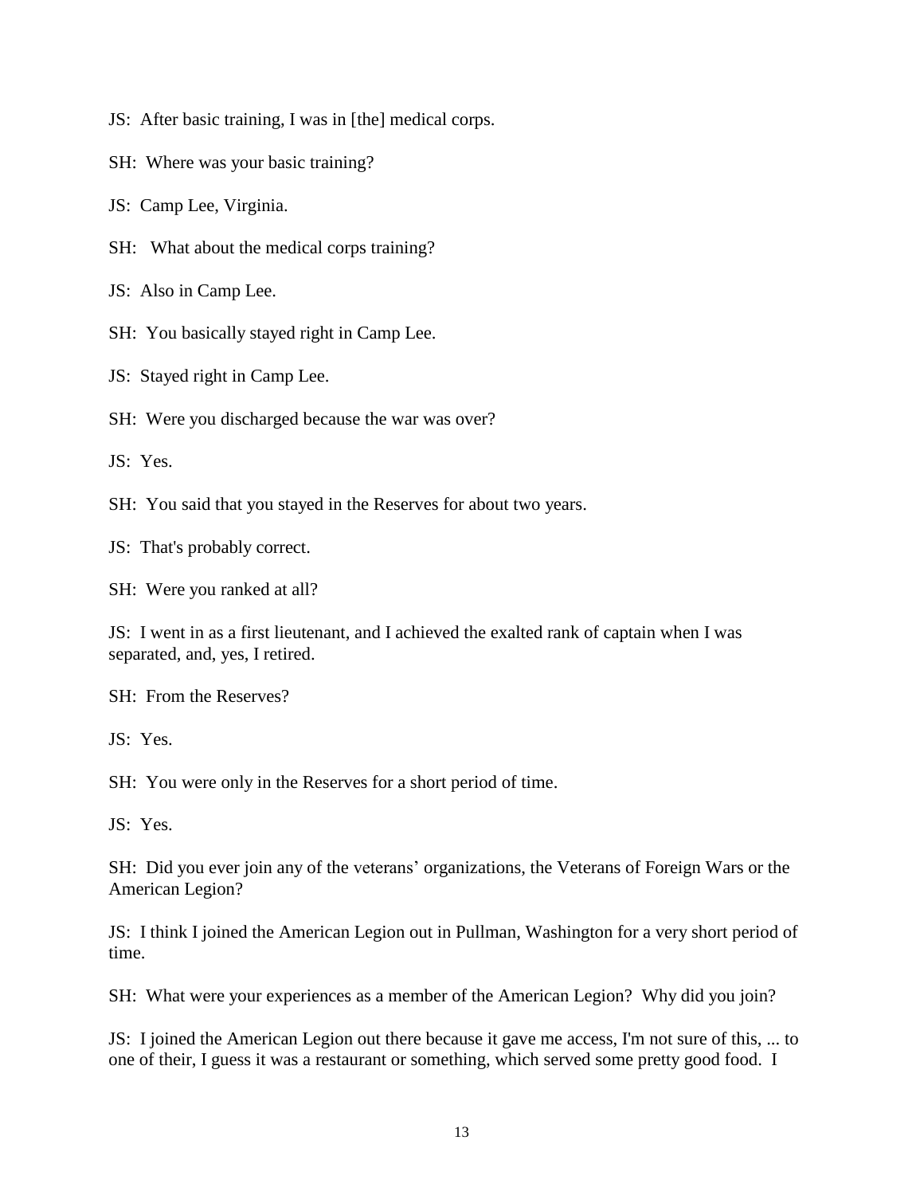JS: After basic training, I was in [the] medical corps.

SH: Where was your basic training?

JS: Camp Lee, Virginia.

SH: What about the medical corps training?

JS: Also in Camp Lee.

SH: You basically stayed right in Camp Lee.

JS: Stayed right in Camp Lee.

SH: Were you discharged because the war was over?

JS: Yes.

SH: You said that you stayed in the Reserves for about two years.

JS: That's probably correct.

SH: Were you ranked at all?

JS: I went in as a first lieutenant, and I achieved the exalted rank of captain when I was separated, and, yes, I retired.

SH: From the Reserves?

JS: Yes.

SH: You were only in the Reserves for a short period of time.

JS: Yes.

SH: Did you ever join any of the veterans' organizations, the Veterans of Foreign Wars or the American Legion?

JS: I think I joined the American Legion out in Pullman, Washington for a very short period of time.

SH: What were your experiences as a member of the American Legion? Why did you join?

JS: I joined the American Legion out there because it gave me access, I'm not sure of this, ... to one of their, I guess it was a restaurant or something, which served some pretty good food. I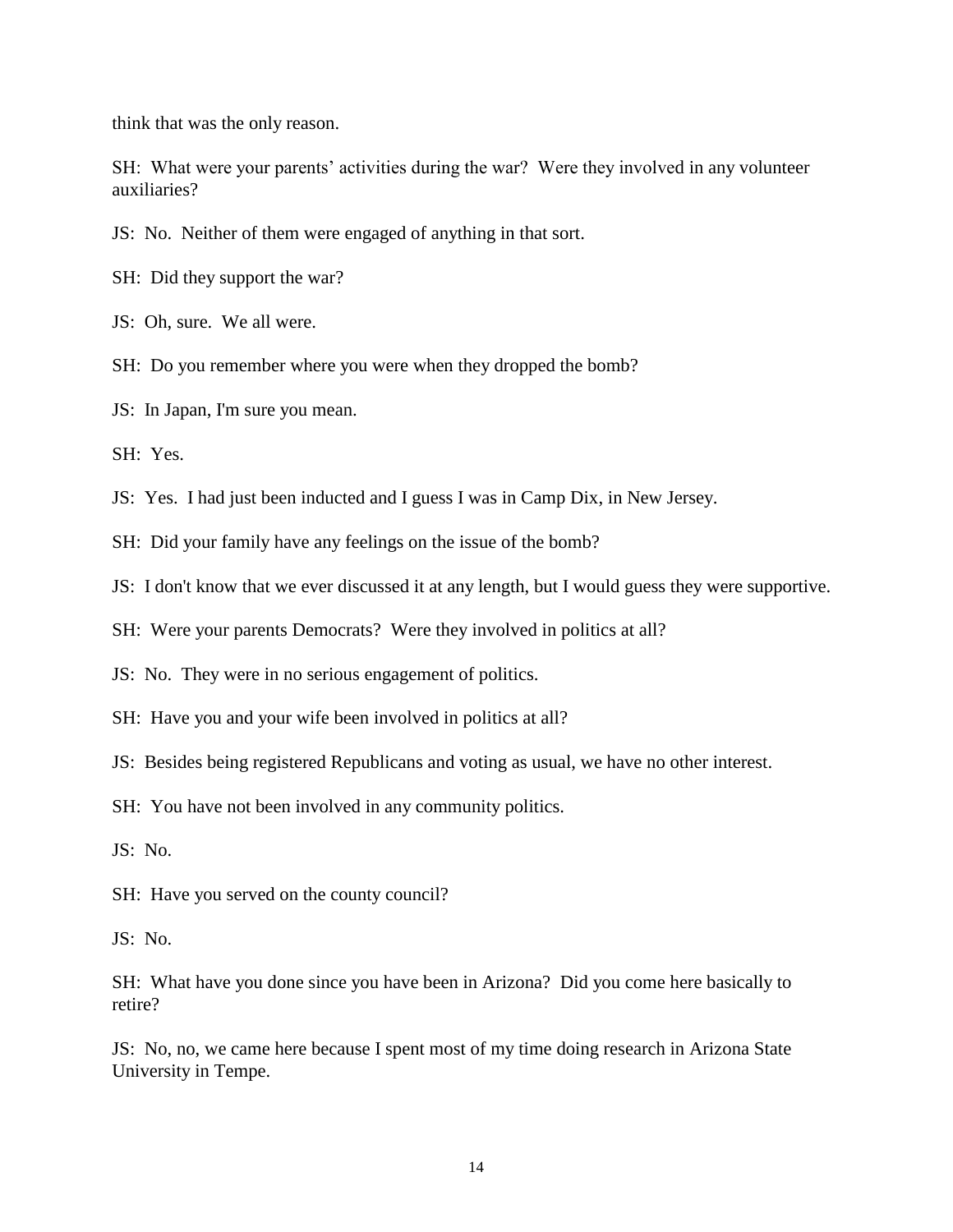think that was the only reason.

SH: What were your parents' activities during the war? Were they involved in any volunteer auxiliaries?

JS: No. Neither of them were engaged of anything in that sort.

SH: Did they support the war?

JS: Oh, sure. We all were.

SH: Do you remember where you were when they dropped the bomb?

JS: In Japan, I'm sure you mean.

SH: Yes.

JS: Yes. I had just been inducted and I guess I was in Camp Dix, in New Jersey.

SH: Did your family have any feelings on the issue of the bomb?

JS: I don't know that we ever discussed it at any length, but I would guess they were supportive.

SH: Were your parents Democrats? Were they involved in politics at all?

JS: No. They were in no serious engagement of politics.

SH: Have you and your wife been involved in politics at all?

JS: Besides being registered Republicans and voting as usual, we have no other interest.

SH: You have not been involved in any community politics.

JS: No.

SH: Have you served on the county council?

JS: No.

SH: What have you done since you have been in Arizona? Did you come here basically to retire?

JS: No, no, we came here because I spent most of my time doing research in Arizona State University in Tempe.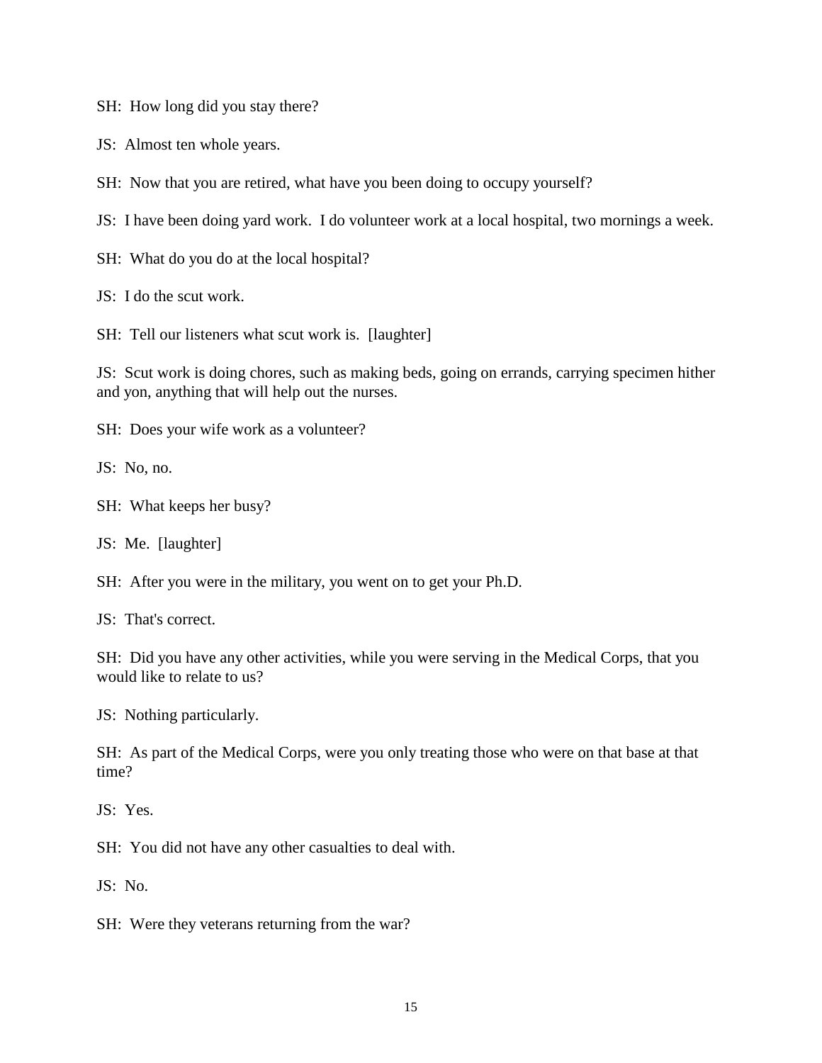SH: How long did you stay there?

JS: Almost ten whole years.

SH: Now that you are retired, what have you been doing to occupy yourself?

JS: I have been doing yard work. I do volunteer work at a local hospital, two mornings a week.

SH: What do you do at the local hospital?

JS: I do the scut work.

SH: Tell our listeners what scut work is. [laughter]

JS: Scut work is doing chores, such as making beds, going on errands, carrying specimen hither and yon, anything that will help out the nurses.

SH: Does your wife work as a volunteer?

JS: No, no.

SH: What keeps her busy?

JS: Me. [laughter]

SH: After you were in the military, you went on to get your Ph.D.

JS: That's correct.

SH: Did you have any other activities, while you were serving in the Medical Corps, that you would like to relate to us?

JS: Nothing particularly.

SH: As part of the Medical Corps, were you only treating those who were on that base at that time?

JS: Yes.

SH: You did not have any other casualties to deal with.

JS: No.

SH: Were they veterans returning from the war?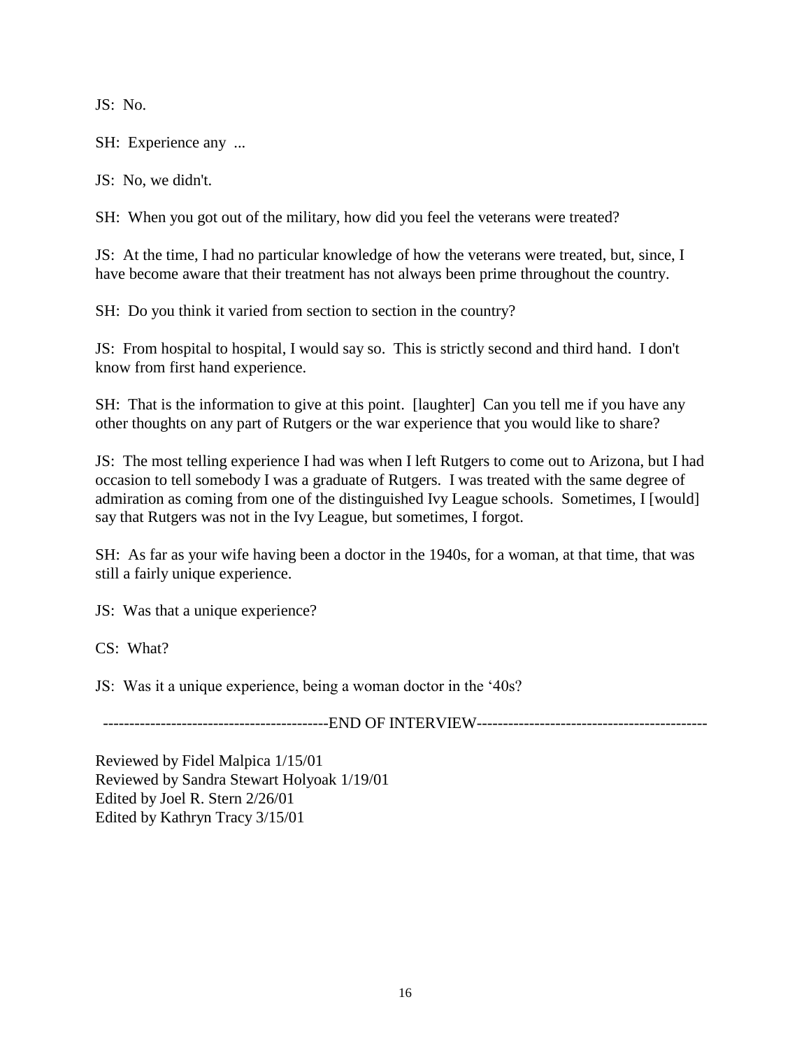JS: No.

SH: Experience any ...

JS: No, we didn't.

SH: When you got out of the military, how did you feel the veterans were treated?

JS: At the time, I had no particular knowledge of how the veterans were treated, but, since, I have become aware that their treatment has not always been prime throughout the country.

SH: Do you think it varied from section to section in the country?

JS: From hospital to hospital, I would say so. This is strictly second and third hand. I don't know from first hand experience.

SH: That is the information to give at this point. [laughter] Can you tell me if you have any other thoughts on any part of Rutgers or the war experience that you would like to share?

JS: The most telling experience I had was when I left Rutgers to come out to Arizona, but I had occasion to tell somebody I was a graduate of Rutgers. I was treated with the same degree of admiration as coming from one of the distinguished Ivy League schools. Sometimes, I [would] say that Rutgers was not in the Ivy League, but sometimes, I forgot.

SH: As far as your wife having been a doctor in the 1940s, for a woman, at that time, that was still a fairly unique experience.

JS: Was that a unique experience?

CS: What?

JS: Was it a unique experience, being a woman doctor in the '40s?

-------------------------------------------END OF INTERVIEW--------------------------------------------

Reviewed by Fidel Malpica 1/15/01
Reviewed by Sandra Stewart Holyoak 1/19/01
Edited by Joel R. Stern 2/26/01
Edited by Kathryn Tracy 3/15/01